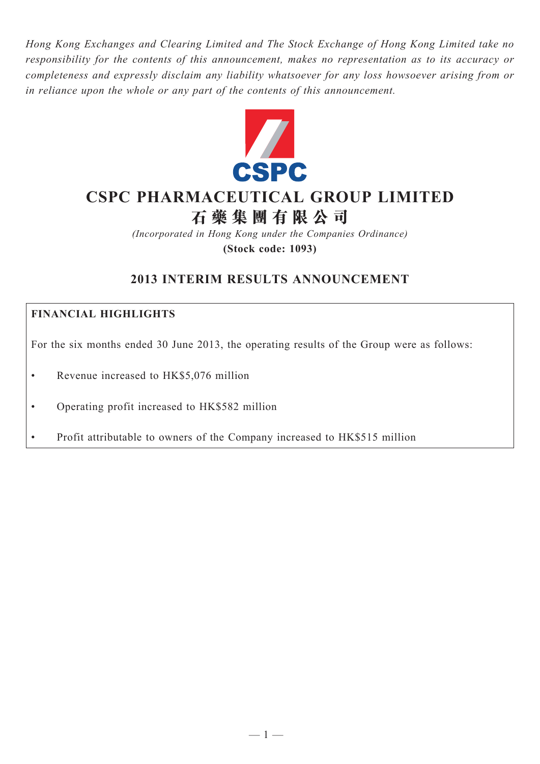*Hong Kong Exchanges and Clearing Limited and The Stock Exchange of Hong Kong Limited take no responsibility for the contents of this announcement, makes no representation as to its accuracy or completeness and expressly disclaim any liability whatsoever for any loss howsoever arising from or in reliance upon the whole or any part of the contents of this announcement.*

CSPC

# CSPC PHARMACEUTICAL GROUP LIMITED
# 石藥集團有限公司

*(Incorporated in Hong Kong under the Companies Ordinance)*

**(Stock code: 1093)**

## 2013 INTERIM RESULTS ANNOUNCEMENT

**FINANCIAL HIGHLIGHTS**

For the six months ended 30 June 2013, the operating results of the Group were as follows:

- Revenue increased to HK$5,076 million
- Operating profit increased to HK$582 million
- Profit attributable to owners of the Company increased to HK$515 million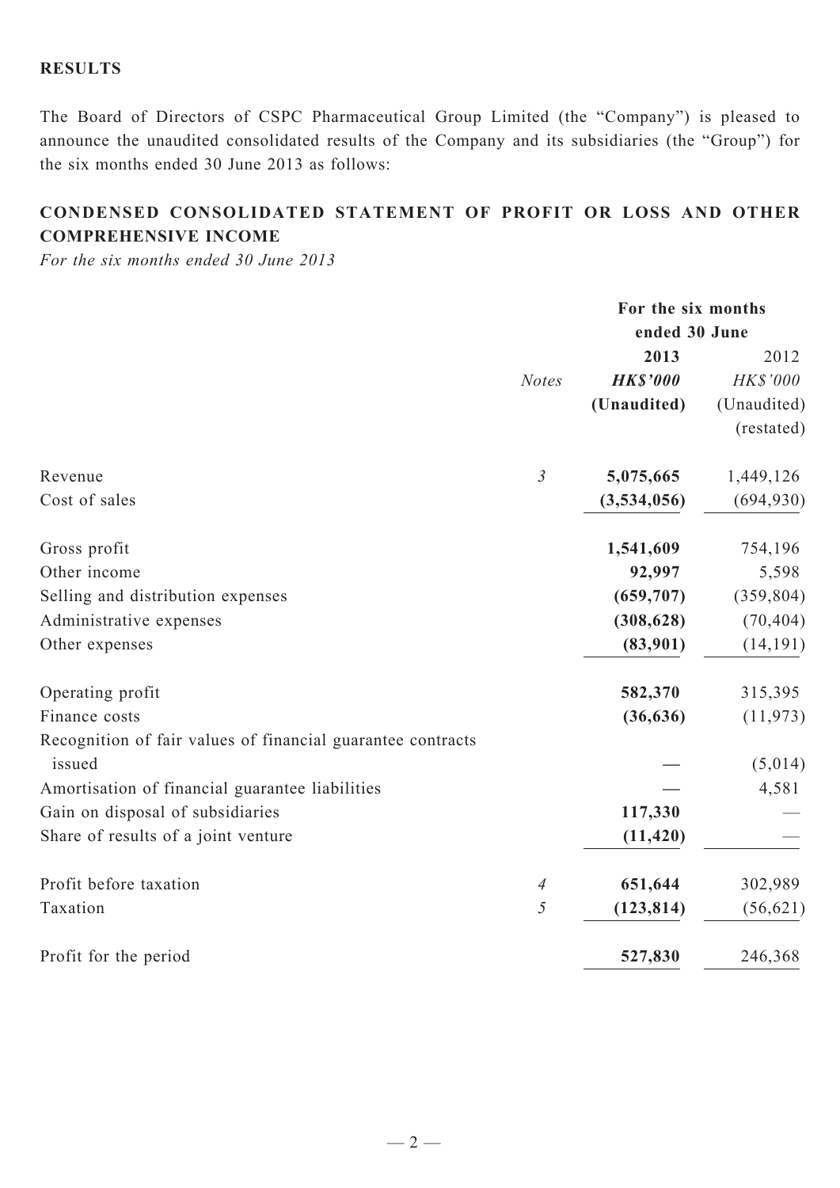## RESULTS

The Board of Directors of CSPC Pharmaceutical Group Limited (the "Company") is pleased to announce the unaudited consolidated results of the Company and its subsidiaries (the "Group") for the six months ended 30 June 2013 as follows:

## CONDENSED CONSOLIDATED STATEMENT OF PROFIT OR LOSS AND OTHER COMPREHENSIVE INCOME

*For the six months ended 30 June 2013*

| | | For the six months ended 30 June | |
|---|---|---|---|
| | | **2013** | 2012 |
| | *Notes* | ***HK$'000*** | *HK$'000* |
| | | **(Unaudited)** | (Unaudited) |
| | | | (restated) |
| Revenue | *3* | **5,075,665** | 1,449,126 |
| Cost of sales | | **(3,534,056)** | (694,930) |
| Gross profit | | **1,541,609** | 754,196 |
| Other income | | **92,997** | 5,598 |
| Selling and distribution expenses | | **(659,707)** | (359,804) |
| Administrative expenses | | **(308,628)** | (70,404) |
| Other expenses | | **(83,901)** | (14,191) |
| Operating profit | | **582,370** | 315,395 |
| Finance costs | | **(36,636)** | (11,973) |
| Recognition of fair values of financial guarantee contracts issued | | **—** | (5,014) |
| Amortisation of financial guarantee liabilities | | **—** | 4,581 |
| Gain on disposal of subsidiaries | | **117,330** | — |
| Share of results of a joint venture | | **(11,420)** | — |
| Profit before taxation | *4* | **651,644** | 302,989 |
| Taxation | *5* | **(123,814)** | (56,621) |
| Profit for the period | | **527,830** | 246,368 |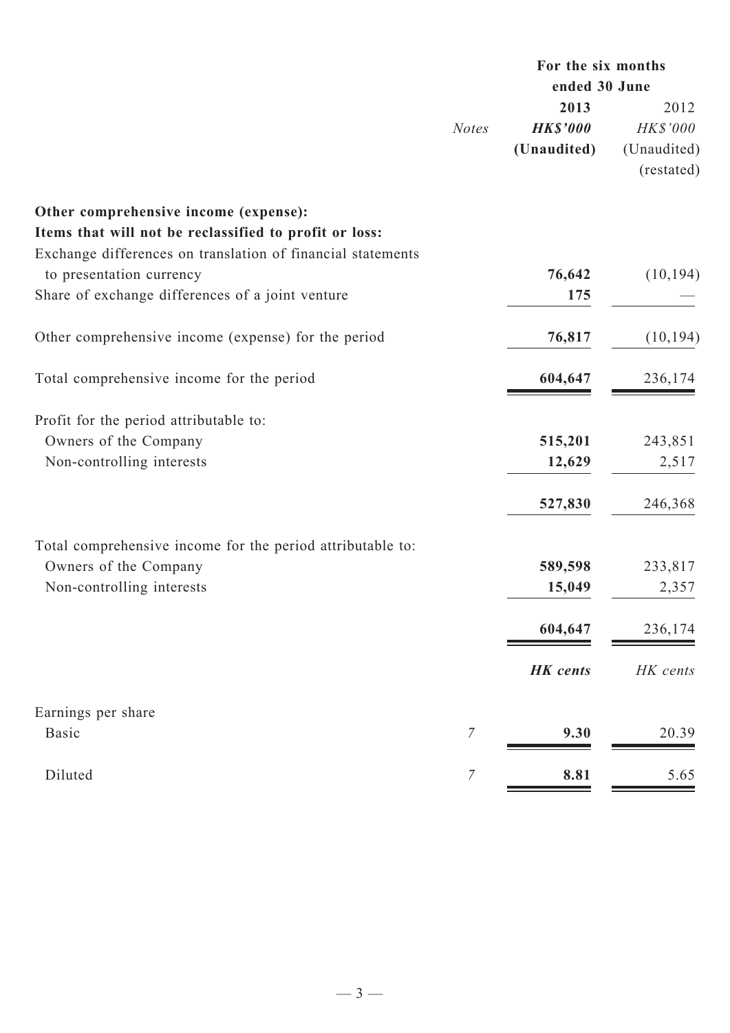| | Notes | For the six months ended 30 June 2013 HK$'000 (Unaudited) | 2012 HK$'000 (Unaudited) (restated) |
|---|---|---|---|
| **Other comprehensive income (expense):** | | | |
| **Items that will not be reclassified to profit or loss:** | | | |
| Exchange differences on translation of financial statements to presentation currency | | **76,642** | (10,194) |
| Share of exchange differences of a joint venture | | **175** | — |
| Other comprehensive income (expense) for the period | | **76,817** | (10,194) |
| Total comprehensive income for the period | | **604,647** | 236,174 |
| Profit for the period attributable to: | | | |
| Owners of the Company | | **515,201** | 243,851 |
| Non-controlling interests | | **12,629** | 2,517 |
| | | **527,830** | 246,368 |
| Total comprehensive income for the period attributable to: | | | |
| Owners of the Company | | **589,598** | 233,817 |
| Non-controlling interests | | **15,049** | 2,357 |
| | | **604,647** | 236,174 |
| | | ***HK cents*** | *HK cents* |
| Earnings per share | | | |
| Basic | 7 | **9.30** | 20.39 |
| Diluted | 7 | **8.81** | 5.65 |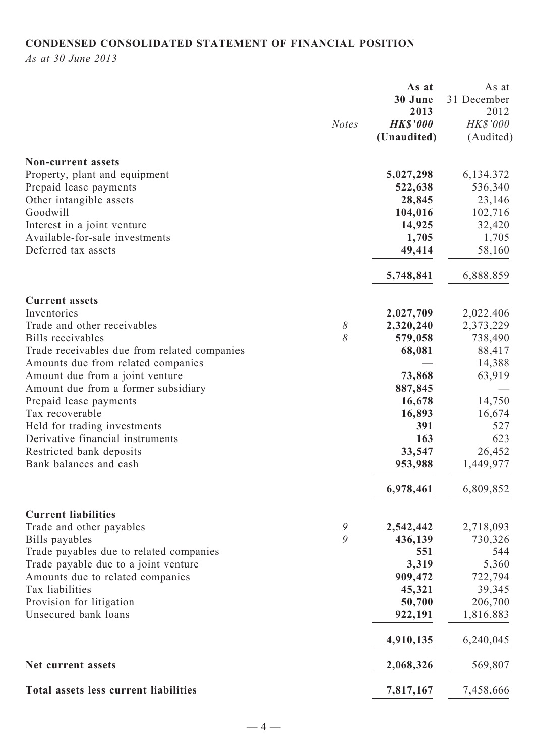## CONDENSED CONSOLIDATED STATEMENT OF FINANCIAL POSITION

*As at 30 June 2013*

| | *Notes* | **As at 30 June 2013** ***HK$'000*** **(Unaudited)** | As at 31 December 2012 *HK$'000* (Audited) |
|---|---|---|---|
| **Non-current assets** | | | |
| Property, plant and equipment | | **5,027,298** | 6,134,372 |
| Prepaid lease payments | | **522,638** | 536,340 |
| Other intangible assets | | **28,845** | 23,146 |
| Goodwill | | **104,016** | 102,716 |
| Interest in a joint venture | | **14,925** | 32,420 |
| Available-for-sale investments | | **1,705** | 1,705 |
| Deferred tax assets | | **49,414** | 58,160 |
| | | **5,748,841** | 6,888,859 |
| **Current assets** | | | |
| Inventories | | **2,027,709** | 2,022,406 |
| Trade and other receivables | *8* | **2,320,240** | 2,373,229 |
| Bills receivables | *8* | **579,058** | 738,490 |
| Trade receivables due from related companies | | **68,081** | 88,417 |
| Amounts due from related companies | | **—** | 14,388 |
| Amount due from a joint venture | | **73,868** | 63,919 |
| Amount due from a former subsidiary | | **887,845** | — |
| Prepaid lease payments | | **16,678** | 14,750 |
| Tax recoverable | | **16,893** | 16,674 |
| Held for trading investments | | **391** | 527 |
| Derivative financial instruments | | **163** | 623 |
| Restricted bank deposits | | **33,547** | 26,452 |
| Bank balances and cash | | **953,988** | 1,449,977 |
| | | **6,978,461** | 6,809,852 |
| **Current liabilities** | | | |
| Trade and other payables | *9* | **2,542,442** | 2,718,093 |
| Bills payables | *9* | **436,139** | 730,326 |
| Trade payables due to related companies | | **551** | 544 |
| Trade payable due to a joint venture | | **3,319** | 5,360 |
| Amounts due to related companies | | **909,472** | 722,794 |
| Tax liabilities | | **45,321** | 39,345 |
| Provision for litigation | | **50,700** | 206,700 |
| Unsecured bank loans | | **922,191** | 1,816,883 |
| | | **4,910,135** | 6,240,045 |
| **Net current assets** | | **2,068,326** | 569,807 |
| **Total assets less current liabilities** | | **7,817,167** | 7,458,666 |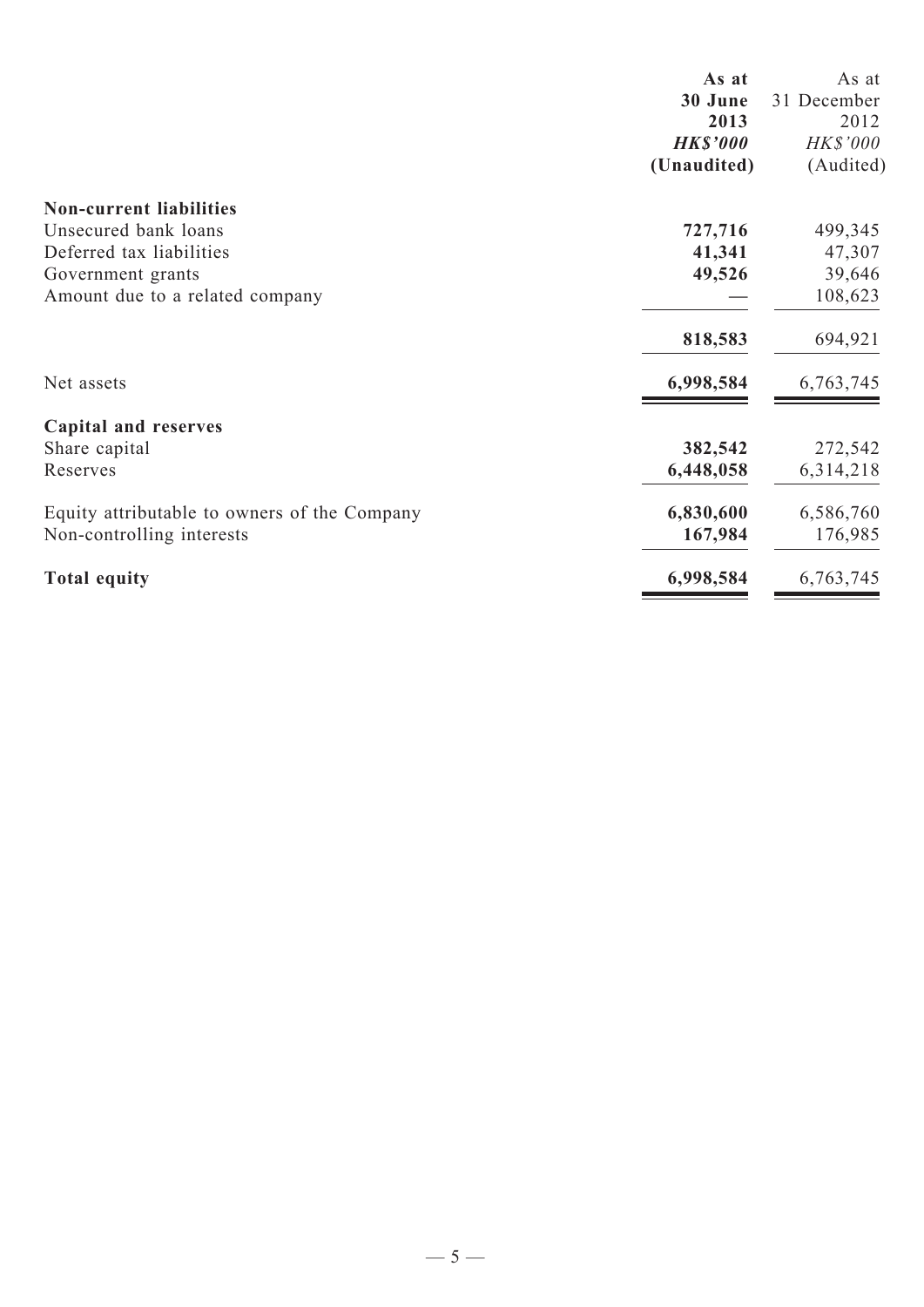| | As at 30 June 2013 HK$'000 (Unaudited) | As at 31 December 2012 HK$'000 (Audited) |
|---|---|---|
| **Non-current liabilities** | | |
| Unsecured bank loans | **727,716** | 499,345 |
| Deferred tax liabilities | **41,341** | 47,307 |
| Government grants | **49,526** | 39,646 |
| Amount due to a related company | **—** | 108,623 |
| | **818,583** | 694,921 |
| Net assets | **6,998,584** | 6,763,745 |
| **Capital and reserves** | | |
| Share capital | **382,542** | 272,542 |
| Reserves | **6,448,058** | 6,314,218 |
| Equity attributable to owners of the Company | **6,830,600** | 6,586,760 |
| Non-controlling interests | **167,984** | 176,985 |
| **Total equity** | **6,998,584** | 6,763,745 |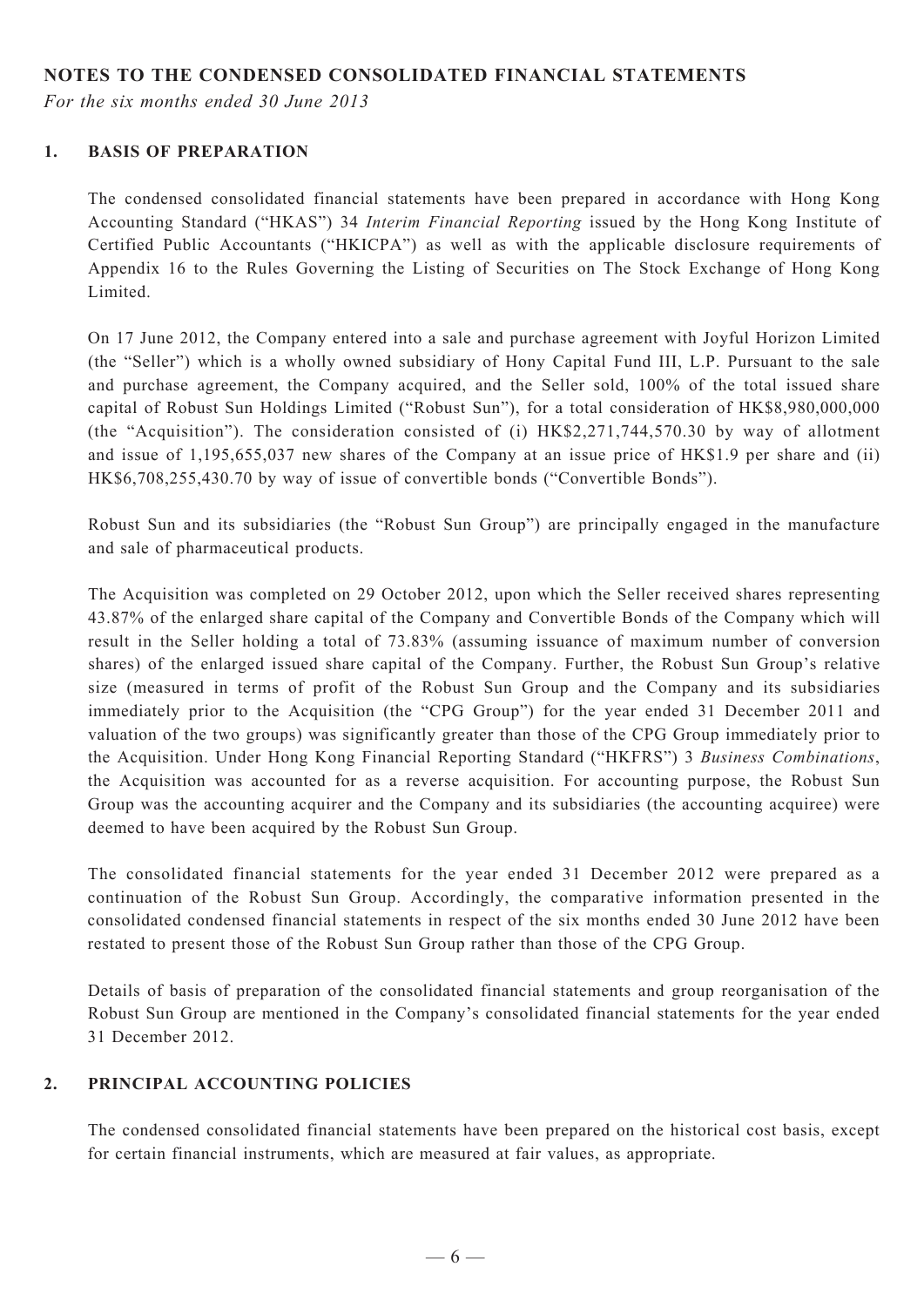## NOTES TO THE CONDENSED CONSOLIDATED FINANCIAL STATEMENTS

*For the six months ended 30 June 2013*

### 1. BASIS OF PREPARATION

The condensed consolidated financial statements have been prepared in accordance with Hong Kong Accounting Standard ("HKAS") 34 *Interim Financial Reporting* issued by the Hong Kong Institute of Certified Public Accountants ("HKICPA") as well as with the applicable disclosure requirements of Appendix 16 to the Rules Governing the Listing of Securities on The Stock Exchange of Hong Kong Limited.

On 17 June 2012, the Company entered into a sale and purchase agreement with Joyful Horizon Limited (the "Seller") which is a wholly owned subsidiary of Hony Capital Fund III, L.P. Pursuant to the sale and purchase agreement, the Company acquired, and the Seller sold, 100% of the total issued share capital of Robust Sun Holdings Limited ("Robust Sun"), for a total consideration of HK$8,980,000,000 (the "Acquisition"). The consideration consisted of (i) HK$2,271,744,570.30 by way of allotment and issue of 1,195,655,037 new shares of the Company at an issue price of HK$1.9 per share and (ii) HK$6,708,255,430.70 by way of issue of convertible bonds ("Convertible Bonds").

Robust Sun and its subsidiaries (the "Robust Sun Group") are principally engaged in the manufacture and sale of pharmaceutical products.

The Acquisition was completed on 29 October 2012, upon which the Seller received shares representing 43.87% of the enlarged share capital of the Company and Convertible Bonds of the Company which will result in the Seller holding a total of 73.83% (assuming issuance of maximum number of conversion shares) of the enlarged issued share capital of the Company. Further, the Robust Sun Group's relative size (measured in terms of profit of the Robust Sun Group and the Company and its subsidiaries immediately prior to the Acquisition (the "CPG Group") for the year ended 31 December 2011 and valuation of the two groups) was significantly greater than those of the CPG Group immediately prior to the Acquisition. Under Hong Kong Financial Reporting Standard ("HKFRS") 3 *Business Combinations*, the Acquisition was accounted for as a reverse acquisition. For accounting purpose, the Robust Sun Group was the accounting acquirer and the Company and its subsidiaries (the accounting acquiree) were deemed to have been acquired by the Robust Sun Group.

The consolidated financial statements for the year ended 31 December 2012 were prepared as a continuation of the Robust Sun Group. Accordingly, the comparative information presented in the consolidated condensed financial statements in respect of the six months ended 30 June 2012 have been restated to present those of the Robust Sun Group rather than those of the CPG Group.

Details of basis of preparation of the consolidated financial statements and group reorganisation of the Robust Sun Group are mentioned in the Company's consolidated financial statements for the year ended 31 December 2012.

### 2. PRINCIPAL ACCOUNTING POLICIES

The condensed consolidated financial statements have been prepared on the historical cost basis, except for certain financial instruments, which are measured at fair values, as appropriate.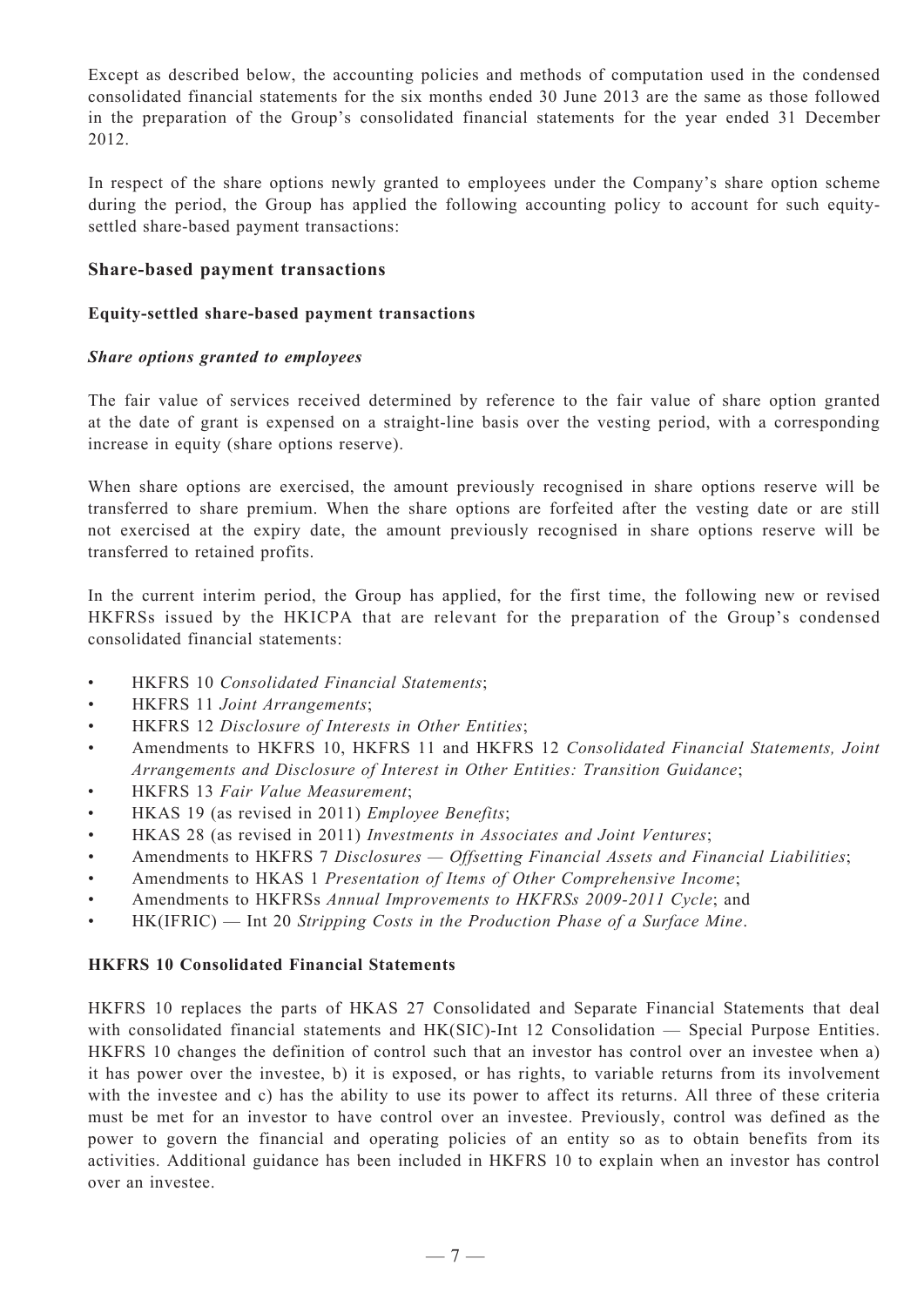Except as described below, the accounting policies and methods of computation used in the condensed consolidated financial statements for the six months ended 30 June 2013 are the same as those followed in the preparation of the Group's consolidated financial statements for the year ended 31 December 2012.

In respect of the share options newly granted to employees under the Company's share option scheme during the period, the Group has applied the following accounting policy to account for such equity-settled share-based payment transactions:

## Share-based payment transactions

### Equity-settled share-based payment transactions

***Share options granted to employees***

The fair value of services received determined by reference to the fair value of share option granted at the date of grant is expensed on a straight-line basis over the vesting period, with a corresponding increase in equity (share options reserve).

When share options are exercised, the amount previously recognised in share options reserve will be transferred to share premium. When the share options are forfeited after the vesting date or are still not exercised at the expiry date, the amount previously recognised in share options reserve will be transferred to retained profits.

In the current interim period, the Group has applied, for the first time, the following new or revised HKFRSs issued by the HKICPA that are relevant for the preparation of the Group's condensed consolidated financial statements:

- HKFRS 10 *Consolidated Financial Statements*;
- HKFRS 11 *Joint Arrangements*;
- HKFRS 12 *Disclosure of Interests in Other Entities*;
- Amendments to HKFRS 10, HKFRS 11 and HKFRS 12 *Consolidated Financial Statements, Joint Arrangements and Disclosure of Interest in Other Entities: Transition Guidance*;
- HKFRS 13 *Fair Value Measurement*;
- HKAS 19 (as revised in 2011) *Employee Benefits*;
- HKAS 28 (as revised in 2011) *Investments in Associates and Joint Ventures*;
- Amendments to HKFRS 7 *Disclosures — Offsetting Financial Assets and Financial Liabilities*;
- Amendments to HKAS 1 *Presentation of Items of Other Comprehensive Income*;
- Amendments to HKFRSs *Annual Improvements to HKFRSs 2009-2011 Cycle*; and
- HK(IFRIC) — Int 20 *Stripping Costs in the Production Phase of a Surface Mine*.

### HKFRS 10 Consolidated Financial Statements

HKFRS 10 replaces the parts of HKAS 27 Consolidated and Separate Financial Statements that deal with consolidated financial statements and HK(SIC)-Int 12 Consolidation — Special Purpose Entities. HKFRS 10 changes the definition of control such that an investor has control over an investee when a) it has power over the investee, b) it is exposed, or has rights, to variable returns from its involvement with the investee and c) has the ability to use its power to affect its returns. All three of these criteria must be met for an investor to have control over an investee. Previously, control was defined as the power to govern the financial and operating policies of an entity so as to obtain benefits from its activities. Additional guidance has been included in HKFRS 10 to explain when an investor has control over an investee.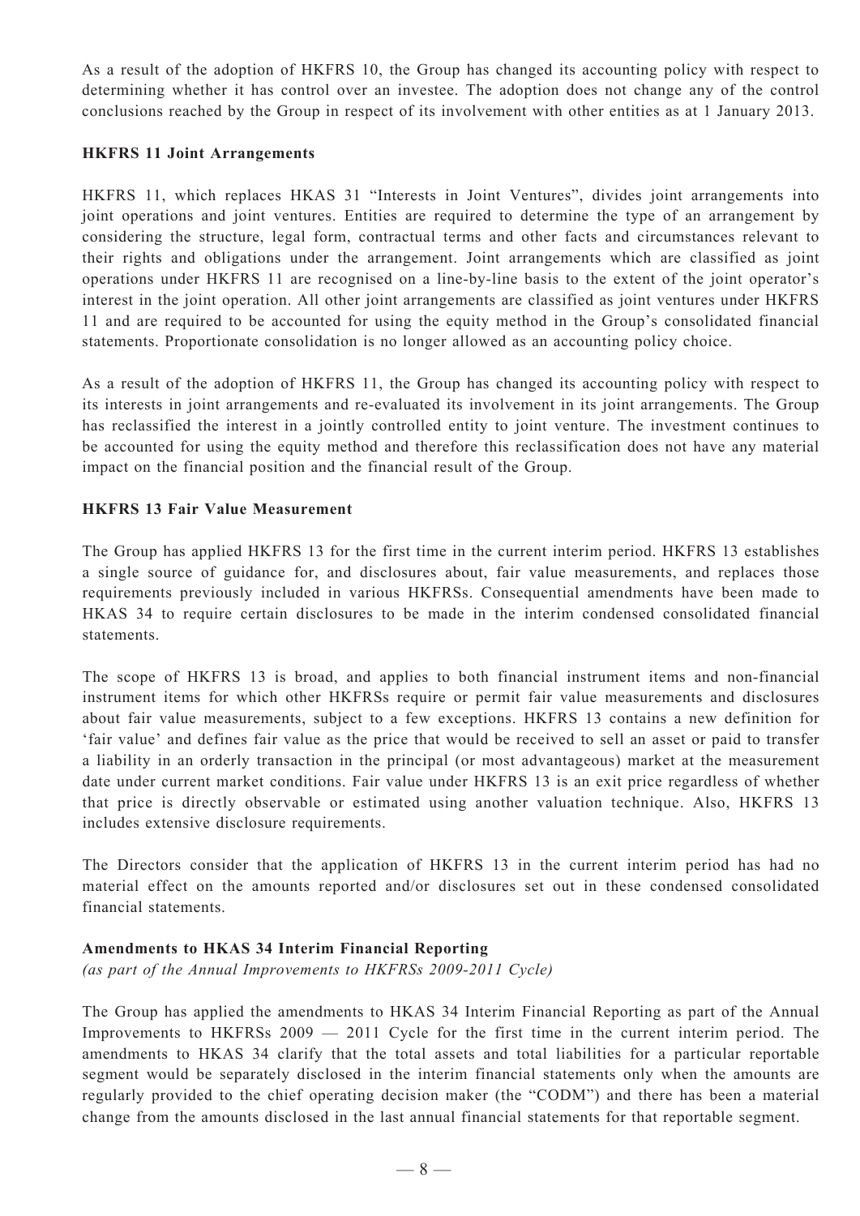As a result of the adoption of HKFRS 10, the Group has changed its accounting policy with respect to determining whether it has control over an investee. The adoption does not change any of the control conclusions reached by the Group in respect of its involvement with other entities as at 1 January 2013.

**HKFRS 11 Joint Arrangements**

HKFRS 11, which replaces HKAS 31 "Interests in Joint Ventures", divides joint arrangements into joint operations and joint ventures. Entities are required to determine the type of an arrangement by considering the structure, legal form, contractual terms and other facts and circumstances relevant to their rights and obligations under the arrangement. Joint arrangements which are classified as joint operations under HKFRS 11 are recognised on a line-by-line basis to the extent of the joint operator's interest in the joint operation. All other joint arrangements are classified as joint ventures under HKFRS 11 and are required to be accounted for using the equity method in the Group's consolidated financial statements. Proportionate consolidation is no longer allowed as an accounting policy choice.

As a result of the adoption of HKFRS 11, the Group has changed its accounting policy with respect to its interests in joint arrangements and re-evaluated its involvement in its joint arrangements. The Group has reclassified the interest in a jointly controlled entity to joint venture. The investment continues to be accounted for using the equity method and therefore this reclassification does not have any material impact on the financial position and the financial result of the Group.

**HKFRS 13 Fair Value Measurement**

The Group has applied HKFRS 13 for the first time in the current interim period. HKFRS 13 establishes a single source of guidance for, and disclosures about, fair value measurements, and replaces those requirements previously included in various HKFRSs. Consequential amendments have been made to HKAS 34 to require certain disclosures to be made in the interim condensed consolidated financial statements.

The scope of HKFRS 13 is broad, and applies to both financial instrument items and non-financial instrument items for which other HKFRSs require or permit fair value measurements and disclosures about fair value measurements, subject to a few exceptions. HKFRS 13 contains a new definition for 'fair value' and defines fair value as the price that would be received to sell an asset or paid to transfer a liability in an orderly transaction in the principal (or most advantageous) market at the measurement date under current market conditions. Fair value under HKFRS 13 is an exit price regardless of whether that price is directly observable or estimated using another valuation technique. Also, HKFRS 13 includes extensive disclosure requirements.

The Directors consider that the application of HKFRS 13 in the current interim period has had no material effect on the amounts reported and/or disclosures set out in these condensed consolidated financial statements.

**Amendments to HKAS 34 Interim Financial Reporting**
*(as part of the Annual Improvements to HKFRSs 2009-2011 Cycle)*

The Group has applied the amendments to HKAS 34 Interim Financial Reporting as part of the Annual Improvements to HKFRSs 2009 — 2011 Cycle for the first time in the current interim period. The amendments to HKAS 34 clarify that the total assets and total liabilities for a particular reportable segment would be separately disclosed in the interim financial statements only when the amounts are regularly provided to the chief operating decision maker (the "CODM") and there has been a material change from the amounts disclosed in the last annual financial statements for that reportable segment.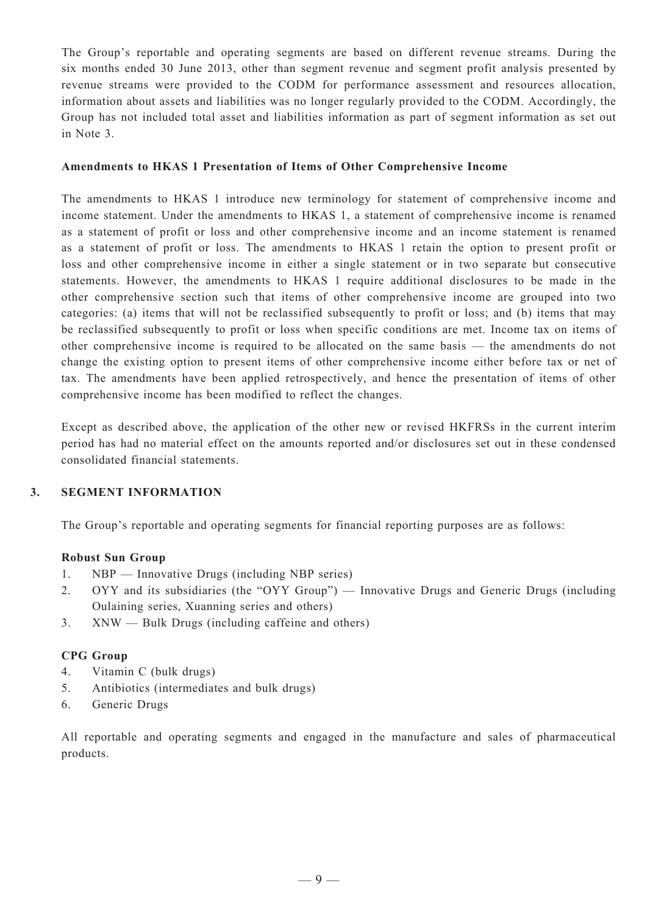The Group's reportable and operating segments are based on different revenue streams. During the six months ended 30 June 2013, other than segment revenue and segment profit analysis presented by revenue streams were provided to the CODM for performance assessment and resources allocation, information about assets and liabilities was no longer regularly provided to the CODM. Accordingly, the Group has not included total asset and liabilities information as part of segment information as set out in Note 3.

**Amendments to HKAS 1 Presentation of Items of Other Comprehensive Income**

The amendments to HKAS 1 introduce new terminology for statement of comprehensive income and income statement. Under the amendments to HKAS 1, a statement of comprehensive income is renamed as a statement of profit or loss and other comprehensive income and an income statement is renamed as a statement of profit or loss. The amendments to HKAS 1 retain the option to present profit or loss and other comprehensive income in either a single statement or in two separate but consecutive statements. However, the amendments to HKAS 1 require additional disclosures to be made in the other comprehensive section such that items of other comprehensive income are grouped into two categories: (a) items that will not be reclassified subsequently to profit or loss; and (b) items that may be reclassified subsequently to profit or loss when specific conditions are met. Income tax on items of other comprehensive income is required to be allocated on the same basis — the amendments do not change the existing option to present items of other comprehensive income either before tax or net of tax. The amendments have been applied retrospectively, and hence the presentation of items of other comprehensive income has been modified to reflect the changes.

Except as described above, the application of the other new or revised HKFRSs in the current interim period has had no material effect on the amounts reported and/or disclosures set out in these condensed consolidated financial statements.

## 3. SEGMENT INFORMATION

The Group's reportable and operating segments for financial reporting purposes are as follows:

**Robust Sun Group**

1. NBP — Innovative Drugs (including NBP series)
2. OYY and its subsidiaries (the "OYY Group") — Innovative Drugs and Generic Drugs (including Oulaining series, Xuanning series and others)
3. XNW — Bulk Drugs (including caffeine and others)

**CPG Group**

4. Vitamin C (bulk drugs)
5. Antibiotics (intermediates and bulk drugs)
6. Generic Drugs

All reportable and operating segments and engaged in the manufacture and sales of pharmaceutical products.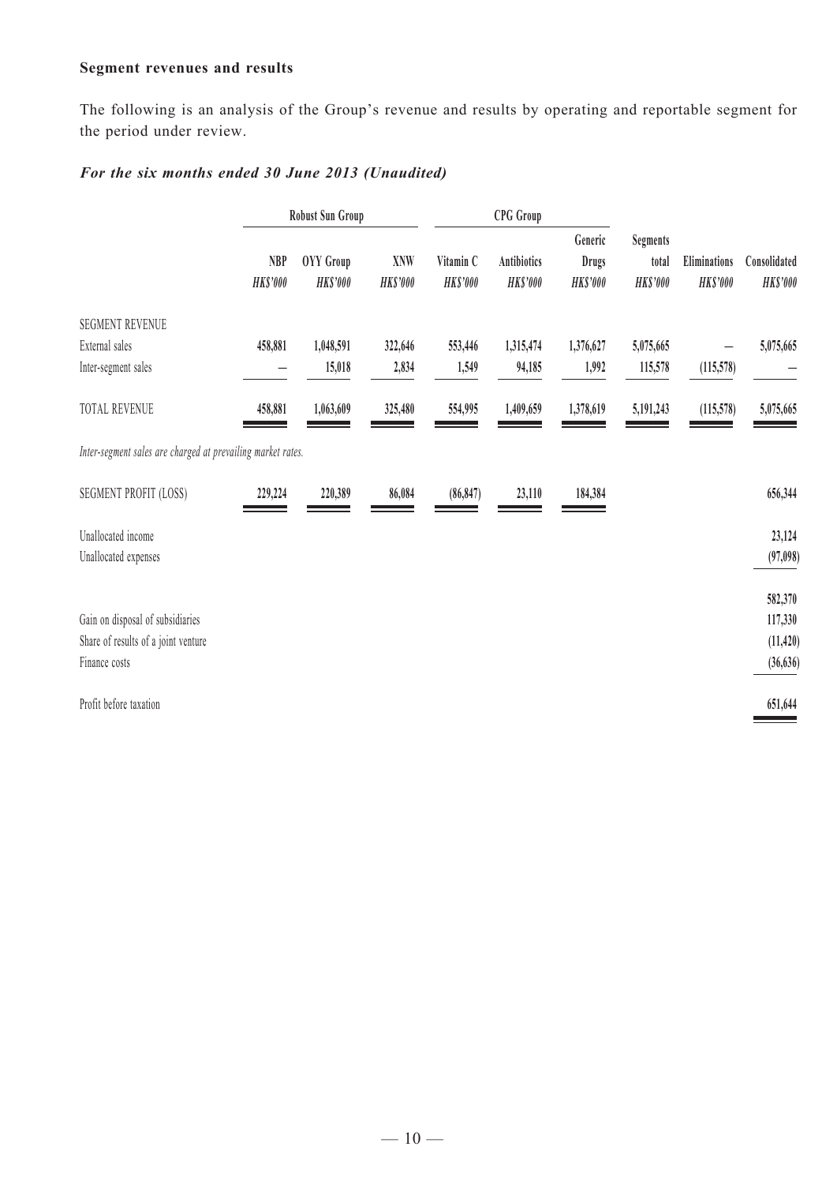**Segment revenues and results**

The following is an analysis of the Group's revenue and results by operating and reportable segment for the period under review.

***For the six months ended 30 June 2013 (Unaudited)***

| | Robust Sun Group | | | CPG Group | | | | | |
|---|---|---|---|---|---|---|---|---|---|
| | NBP | OYY Group | XNW | Vitamin C | Antibiotics | Generic Drugs | Segments total | Eliminations | Consolidated |
| | *HK$'000* | *HK$'000* | *HK$'000* | *HK$'000* | *HK$'000* | *HK$'000* | *HK$'000* | *HK$'000* | *HK$'000* |
| SEGMENT REVENUE | | | | | | | | | |
| External sales | **458,881** | **1,048,591** | **322,646** | **553,446** | **1,315,474** | **1,376,627** | **5,075,665** | **–** | **5,075,665** |
| Inter-segment sales | **–** | **15,018** | **2,834** | **1,549** | **94,185** | **1,992** | **115,578** | **(115,578)** | **–** |
| TOTAL REVENUE | **458,881** | **1,063,609** | **325,480** | **554,995** | **1,409,659** | **1,378,619** | **5,191,243** | **(115,578)** | **5,075,665** |
| *Inter-segment sales are charged at prevailing market rates.* | | | | | | | | | |
| SEGMENT PROFIT (LOSS) | **229,224** | **220,389** | **86,084** | **(86,847)** | **23,110** | **184,384** | | | **656,344** |
| Unallocated income | | | | | | | | | **23,124** |
| Unallocated expenses | | | | | | | | | **(97,098)** |
| | | | | | | | | | **582,370** |
| Gain on disposal of subsidiaries | | | | | | | | | **117,330** |
| Share of results of a joint venture | | | | | | | | | **(11,420)** |
| Finance costs | | | | | | | | | **(36,636)** |
| Profit before taxation | | | | | | | | | **651,644** |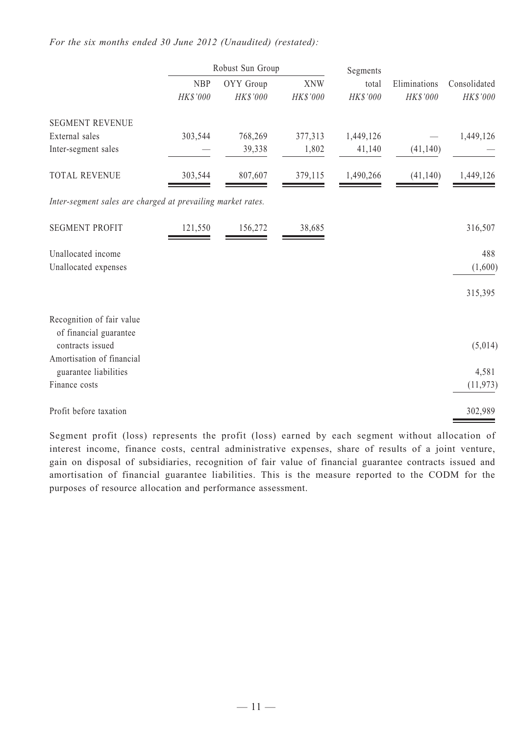*For the six months ended 30 June 2012 (Unaudited) (restated):*

| | Robust Sun Group | | | Segments | | |
|---|---|---|---|---|---|---|
| | NBP | OYY Group | XNW | total | Eliminations | Consolidated |
| | *HK$'000* | *HK$'000* | *HK$'000* | *HK$'000* | *HK$'000* | *HK$'000* |
| SEGMENT REVENUE | | | | | | |
| External sales | 303,544 | 768,269 | 377,313 | 1,449,126 | — | 1,449,126 |
| Inter-segment sales | — | 39,338 | 1,802 | 41,140 | (41,140) | — |
| TOTAL REVENUE | 303,544 | 807,607 | 379,115 | 1,490,266 | (41,140) | 1,449,126 |

*Inter-segment sales are charged at prevailing market rates.*

| | NBP | OYY Group | XNW | Segments total | Eliminations | Consolidated |
|---|---|---|---|---|---|---|
| SEGMENT PROFIT | 121,550 | 156,272 | 38,685 | | | 316,507 |
| Unallocated income | | | | | | 488 |
| Unallocated expenses | | | | | | (1,600) |
| | | | | | | 315,395 |
| Recognition of fair value of financial guarantee contracts issued | | | | | | (5,014) |
| Amortisation of financial guarantee liabilities | | | | | | 4,581 |
| Finance costs | | | | | | (11,973) |
| Profit before taxation | | | | | | 302,989 |

Segment profit (loss) represents the profit (loss) earned by each segment without allocation of interest income, finance costs, central administrative expenses, share of results of a joint venture, gain on disposal of subsidiaries, recognition of fair value of financial guarantee contracts issued and amortisation of financial guarantee liabilities. This is the measure reported to the CODM for the purposes of resource allocation and performance assessment.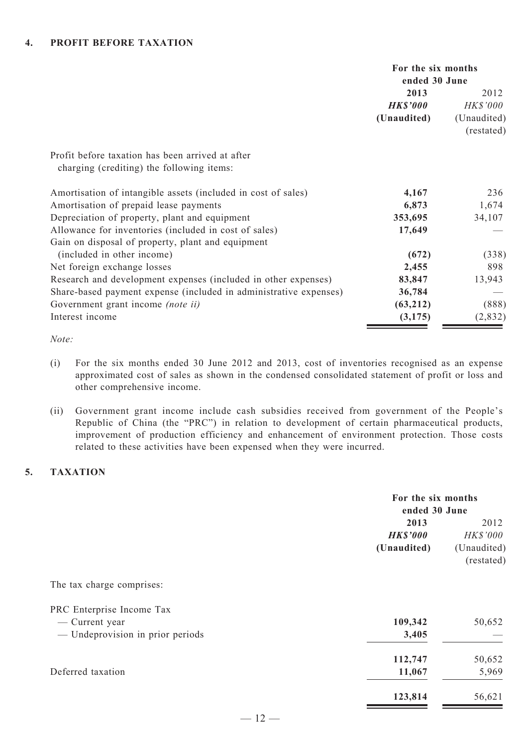## 4. PROFIT BEFORE TAXATION

| | For the six months ended 30 June | |
|---|---|---|
| | **2013** | 2012 |
| | ***HK$'000*** | *HK$'000* |
| | **(Unaudited)** | (Unaudited) (restated) |
| Profit before taxation has been arrived at after charging (crediting) the following items: | | |
| Amortisation of intangible assets (included in cost of sales) | **4,167** | 236 |
| Amortisation of prepaid lease payments | **6,873** | 1,674 |
| Depreciation of property, plant and equipment | **353,695** | 34,107 |
| Allowance for inventories (included in cost of sales) | **17,649** | — |
| Gain on disposal of property, plant and equipment (included in other income) | **(672)** | (338) |
| Net foreign exchange losses | **2,455** | 898 |
| Research and development expenses (included in other expenses) | **83,847** | 13,943 |
| Share-based payment expense (included in administrative expenses) | **36,784** | — |
| Government grant income *(note ii)* | **(63,212)** | (888) |
| Interest income | **(3,175)** | (2,832) |

*Note:*

(i) For the six months ended 30 June 2012 and 2013, cost of inventories recognised as an expense approximated cost of sales as shown in the condensed consolidated statement of profit or loss and other comprehensive income.

(ii) Government grant income include cash subsidies received from government of the People's Republic of China (the "PRC") in relation to development of certain pharmaceutical products, improvement of production efficiency and enhancement of environment protection. Those costs related to these activities have been expensed when they were incurred.

## 5. TAXATION

| | For the six months ended 30 June | |
|---|---|---|
| | **2013** | 2012 |
| | ***HK$'000*** | *HK$'000* |
| | **(Unaudited)** | (Unaudited) (restated) |
| The tax charge comprises: | | |
| PRC Enterprise Income Tax | | |
| — Current year | **109,342** | 50,652 |
| — Undeprovision in prior periods | **3,405** | — |
| | **112,747** | 50,652 |
| Deferred taxation | **11,067** | 5,969 |
| | **123,814** | 56,621 |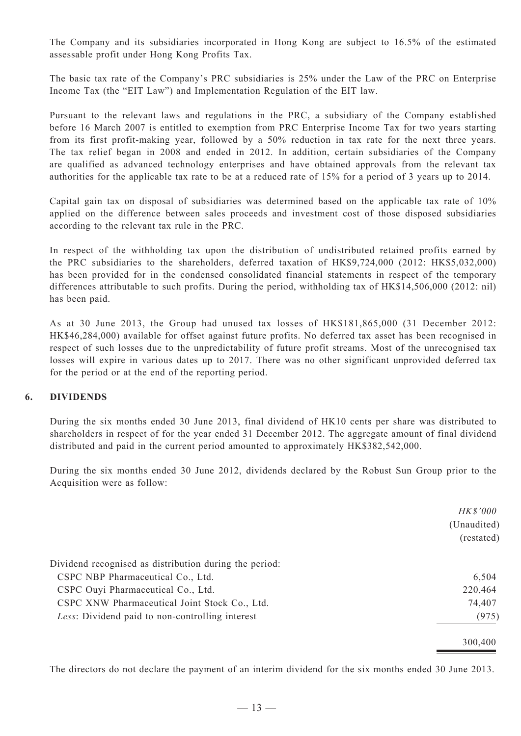The Company and its subsidiaries incorporated in Hong Kong are subject to 16.5% of the estimated assessable profit under Hong Kong Profits Tax.

The basic tax rate of the Company's PRC subsidiaries is 25% under the Law of the PRC on Enterprise Income Tax (the "EIT Law") and Implementation Regulation of the EIT law.

Pursuant to the relevant laws and regulations in the PRC, a subsidiary of the Company established before 16 March 2007 is entitled to exemption from PRC Enterprise Income Tax for two years starting from its first profit-making year, followed by a 50% reduction in tax rate for the next three years. The tax relief began in 2008 and ended in 2012. In addition, certain subsidiaries of the Company are qualified as advanced technology enterprises and have obtained approvals from the relevant tax authorities for the applicable tax rate to be at a reduced rate of 15% for a period of 3 years up to 2014.

Capital gain tax on disposal of subsidiaries was determined based on the applicable tax rate of 10% applied on the difference between sales proceeds and investment cost of those disposed subsidiaries according to the relevant tax rule in the PRC.

In respect of the withholding tax upon the distribution of undistributed retained profits earned by the PRC subsidiaries to the shareholders, deferred taxation of HK$9,724,000 (2012: HK$5,032,000) has been provided for in the condensed consolidated financial statements in respect of the temporary differences attributable to such profits. During the period, withholding tax of HK$14,506,000 (2012: nil) has been paid.

As at 30 June 2013, the Group had unused tax losses of HK$181,865,000 (31 December 2012: HK$46,284,000) available for offset against future profits. No deferred tax asset has been recognised in respect of such losses due to the unpredictability of future profit streams. Most of the unrecognised tax losses will expire in various dates up to 2017. There was no other significant unprovided deferred tax for the period or at the end of the reporting period.

## 6. DIVIDENDS

During the six months ended 30 June 2013, final dividend of HK10 cents per share was distributed to shareholders in respect of for the year ended 31 December 2012. The aggregate amount of final dividend distributed and paid in the current period amounted to approximately HK$382,542,000.

During the six months ended 30 June 2012, dividends declared by the Robust Sun Group prior to the Acquisition were as follow:

| | *HK$'000* (Unaudited) (restated) |
|---|---|
| Dividend recognised as distribution during the period: | |
| CSPC NBP Pharmaceutical Co., Ltd. | 6,504 |
| CSPC Ouyi Pharmaceutical Co., Ltd. | 220,464 |
| CSPC XNW Pharmaceutical Joint Stock Co., Ltd. | 74,407 |
| *Less*: Dividend paid to non-controlling interest | (975) |
| | 300,400 |

The directors do not declare the payment of an interim dividend for the six months ended 30 June 2013.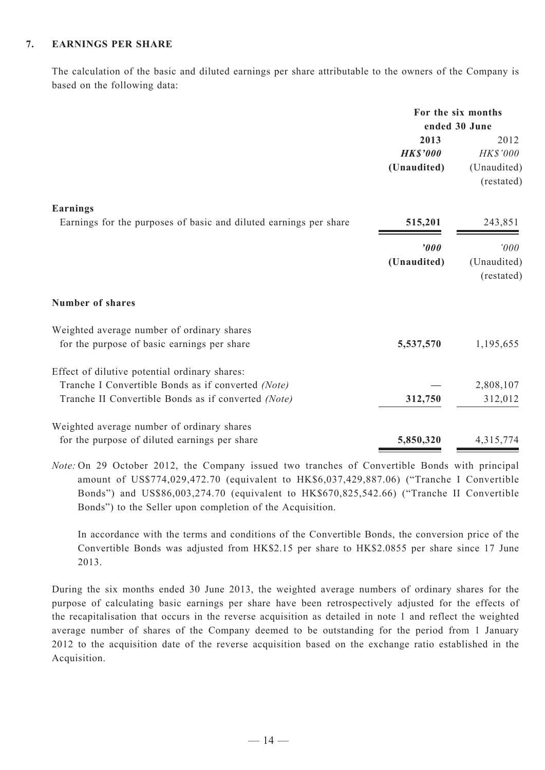### 7. EARNINGS PER SHARE

The calculation of the basic and diluted earnings per share attributable to the owners of the Company is based on the following data:

| | For the six months ended 30 June | |
|---|---|---|
| | **2013** | 2012 |
| | ***HK$'000*** | *HK$'000* |
| | **(Unaudited)** | (Unaudited) (restated) |
| **Earnings** | | |
| Earnings for the purposes of basic and diluted earnings per share | **515,201** | 243,851 |
| | ***'000*** | *'000* |
| | **(Unaudited)** | (Unaudited) (restated) |
| **Number of shares** | | |
| Weighted average number of ordinary shares for the purpose of basic earnings per share | **5,537,570** | 1,195,655 |
| Effect of dilutive potential ordinary shares: | | |
| Tranche I Convertible Bonds as if converted *(Note)* | **—** | 2,808,107 |
| Tranche II Convertible Bonds as if converted *(Note)* | **312,750** | 312,012 |
| Weighted average number of ordinary shares for the purpose of diluted earnings per share | **5,850,320** | 4,315,774 |

*Note:* On 29 October 2012, the Company issued two tranches of Convertible Bonds with principal amount of US$774,029,472.70 (equivalent to HK$6,037,429,887.06) ("Tranche I Convertible Bonds") and US$86,003,274.70 (equivalent to HK$670,825,542.66) ("Tranche II Convertible Bonds") to the Seller upon completion of the Acquisition.

In accordance with the terms and conditions of the Convertible Bonds, the conversion price of the Convertible Bonds was adjusted from HK$2.15 per share to HK$2.0855 per share since 17 June 2013.

During the six months ended 30 June 2013, the weighted average numbers of ordinary shares for the purpose of calculating basic earnings per share have been retrospectively adjusted for the effects of the recapitalisation that occurs in the reverse acquisition as detailed in note 1 and reflect the weighted average number of shares of the Company deemed to be outstanding for the period from 1 January 2012 to the acquisition date of the reverse acquisition based on the exchange ratio established in the Acquisition.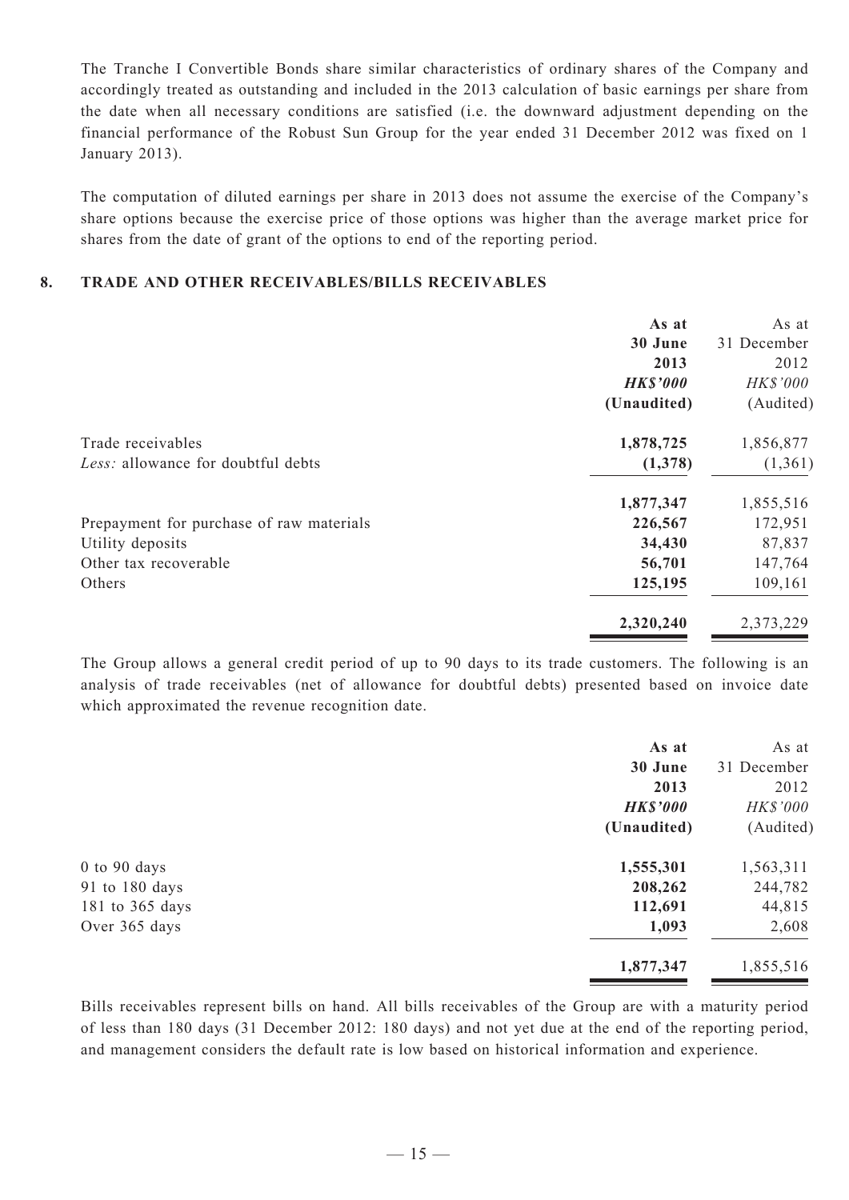The Tranche I Convertible Bonds share similar characteristics of ordinary shares of the Company and accordingly treated as outstanding and included in the 2013 calculation of basic earnings per share from the date when all necessary conditions are satisfied (i.e. the downward adjustment depending on the financial performance of the Robust Sun Group for the year ended 31 December 2012 was fixed on 1 January 2013).

The computation of diluted earnings per share in 2013 does not assume the exercise of the Company's share options because the exercise price of those options was higher than the average market price for shares from the date of grant of the options to end of the reporting period.

## 8. TRADE AND OTHER RECEIVABLES/BILLS RECEIVABLES

| | As at 30 June 2013 | As at 31 December 2012 |
|---|---|---|
| | ***HK$'000*** | *HK$'000* |
| | **(Unaudited)** | (Audited) |
| Trade receivables | **1,878,725** | 1,856,877 |
| *Less:* allowance for doubtful debts | **(1,378)** | (1,361) |
| | **1,877,347** | 1,855,516 |
| Prepayment for purchase of raw materials | **226,567** | 172,951 |
| Utility deposits | **34,430** | 87,837 |
| Other tax recoverable | **56,701** | 147,764 |
| Others | **125,195** | 109,161 |
| | **2,320,240** | 2,373,229 |

The Group allows a general credit period of up to 90 days to its trade customers. The following is an analysis of trade receivables (net of allowance for doubtful debts) presented based on invoice date which approximated the revenue recognition date.

| | As at 30 June 2013 | As at 31 December 2012 |
|---|---|---|
| | ***HK$'000*** | *HK$'000* |
| | **(Unaudited)** | (Audited) |
| 0 to 90 days | **1,555,301** | 1,563,311 |
| 91 to 180 days | **208,262** | 244,782 |
| 181 to 365 days | **112,691** | 44,815 |
| Over 365 days | **1,093** | 2,608 |
| | **1,877,347** | 1,855,516 |

Bills receivables represent bills on hand. All bills receivables of the Group are with a maturity period of less than 180 days (31 December 2012: 180 days) and not yet due at the end of the reporting period, and management considers the default rate is low based on historical information and experience.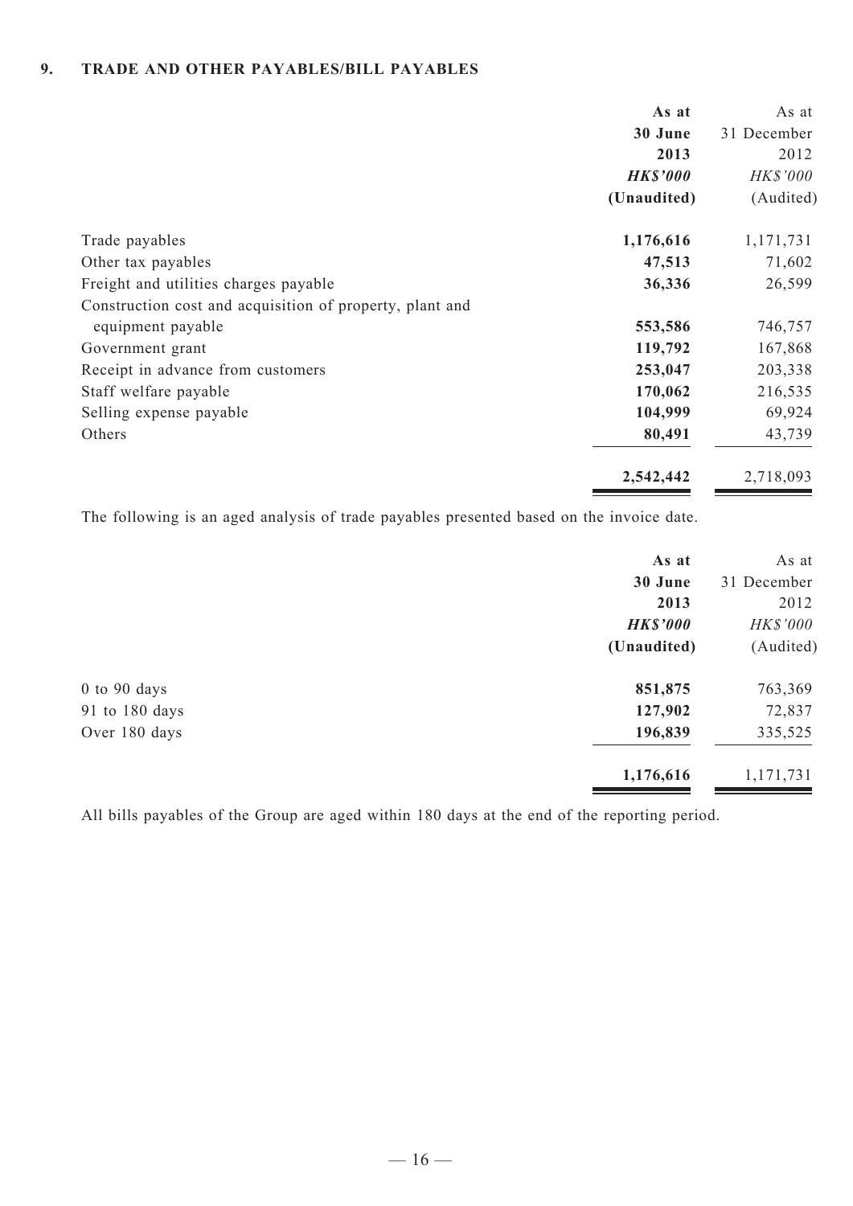### 9. TRADE AND OTHER PAYABLES/BILL PAYABLES

| | **As at 30 June 2013** | As at 31 December 2012 |
|---|---|---|
| | ***HK$'000*** | *HK$'000* |
| | **(Unaudited)** | (Audited) |
| Trade payables | **1,176,616** | 1,171,731 |
| Other tax payables | **47,513** | 71,602 |
| Freight and utilities charges payable | **36,336** | 26,599 |
| Construction cost and acquisition of property, plant and equipment payable | **553,586** | 746,757 |
| Government grant | **119,792** | 167,868 |
| Receipt in advance from customers | **253,047** | 203,338 |
| Staff welfare payable | **170,062** | 216,535 |
| Selling expense payable | **104,999** | 69,924 |
| Others | **80,491** | 43,739 |
| | **2,542,442** | 2,718,093 |

The following is an aged analysis of trade payables presented based on the invoice date.

| | **As at 30 June 2013** | As at 31 December 2012 |
|---|---|---|
| | ***HK$'000*** | *HK$'000* |
| | **(Unaudited)** | (Audited) |
| 0 to 90 days | **851,875** | 763,369 |
| 91 to 180 days | **127,902** | 72,837 |
| Over 180 days | **196,839** | 335,525 |
| | **1,176,616** | 1,171,731 |

All bills payables of the Group are aged within 180 days at the end of the reporting period.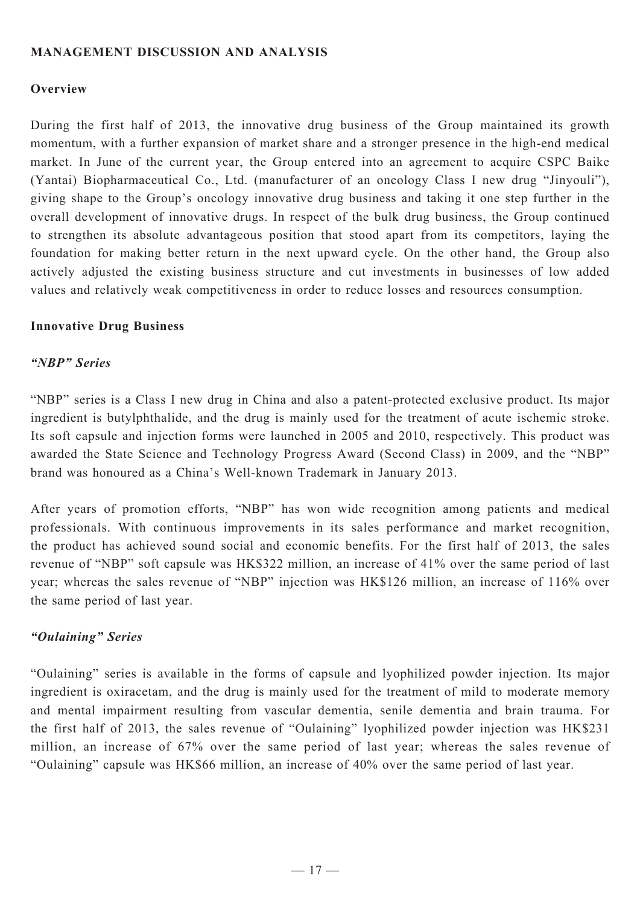## MANAGEMENT DISCUSSION AND ANALYSIS

### Overview

During the first half of 2013, the innovative drug business of the Group maintained its growth momentum, with a further expansion of market share and a stronger presence in the high-end medical market. In June of the current year, the Group entered into an agreement to acquire CSPC Baike (Yantai) Biopharmaceutical Co., Ltd. (manufacturer of an oncology Class I new drug "Jinyouli"), giving shape to the Group's oncology innovative drug business and taking it one step further in the overall development of innovative drugs. In respect of the bulk drug business, the Group continued to strengthen its absolute advantageous position that stood apart from its competitors, laying the foundation for making better return in the next upward cycle. On the other hand, the Group also actively adjusted the existing business structure and cut investments in businesses of low added values and relatively weak competitiveness in order to reduce losses and resources consumption.

### Innovative Drug Business

#### *"NBP" Series*

"NBP" series is a Class I new drug in China and also a patent-protected exclusive product. Its major ingredient is butylphthalide, and the drug is mainly used for the treatment of acute ischemic stroke. Its soft capsule and injection forms were launched in 2005 and 2010, respectively. This product was awarded the State Science and Technology Progress Award (Second Class) in 2009, and the "NBP" brand was honoured as a China's Well-known Trademark in January 2013.

After years of promotion efforts, "NBP" has won wide recognition among patients and medical professionals. With continuous improvements in its sales performance and market recognition, the product has achieved sound social and economic benefits. For the first half of 2013, the sales revenue of "NBP" soft capsule was HK$322 million, an increase of 41% over the same period of last year; whereas the sales revenue of "NBP" injection was HK$126 million, an increase of 116% over the same period of last year.

#### *"Oulaining" Series*

"Oulaining" series is available in the forms of capsule and lyophilized powder injection. Its major ingredient is oxiracetam, and the drug is mainly used for the treatment of mild to moderate memory and mental impairment resulting from vascular dementia, senile dementia and brain trauma. For the first half of 2013, the sales revenue of "Oulaining" lyophilized powder injection was HK$231 million, an increase of 67% over the same period of last year; whereas the sales revenue of "Oulaining" capsule was HK$66 million, an increase of 40% over the same period of last year.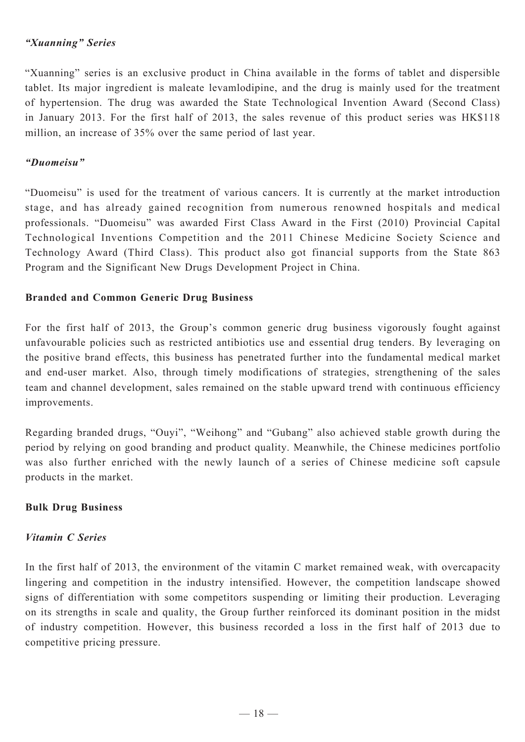### *"Xuanning" Series*

"Xuanning" series is an exclusive product in China available in the forms of tablet and dispersible tablet. Its major ingredient is maleate levamlodipine, and the drug is mainly used for the treatment of hypertension. The drug was awarded the State Technological Invention Award (Second Class) in January 2013. For the first half of 2013, the sales revenue of this product series was HK$118 million, an increase of 35% over the same period of last year.

### *"Duomeisu"*

"Duomeisu" is used for the treatment of various cancers. It is currently at the market introduction stage, and has already gained recognition from numerous renowned hospitals and medical professionals. "Duomeisu" was awarded First Class Award in the First (2010) Provincial Capital Technological Inventions Competition and the 2011 Chinese Medicine Society Science and Technology Award (Third Class). This product also got financial supports from the State 863 Program and the Significant New Drugs Development Project in China.

## **Branded and Common Generic Drug Business**

For the first half of 2013, the Group's common generic drug business vigorously fought against unfavourable policies such as restricted antibiotics use and essential drug tenders. By leveraging on the positive brand effects, this business has penetrated further into the fundamental medical market and end-user market. Also, through timely modifications of strategies, strengthening of the sales team and channel development, sales remained on the stable upward trend with continuous efficiency improvements.

Regarding branded drugs, "Ouyi", "Weihong" and "Gubang" also achieved stable growth during the period by relying on good branding and product quality. Meanwhile, the Chinese medicines portfolio was also further enriched with the newly launch of a series of Chinese medicine soft capsule products in the market.

## **Bulk Drug Business**

### *Vitamin C Series*

In the first half of 2013, the environment of the vitamin C market remained weak, with overcapacity lingering and competition in the industry intensified. However, the competition landscape showed signs of differentiation with some competitors suspending or limiting their production. Leveraging on its strengths in scale and quality, the Group further reinforced its dominant position in the midst of industry competition. However, this business recorded a loss in the first half of 2013 due to competitive pricing pressure.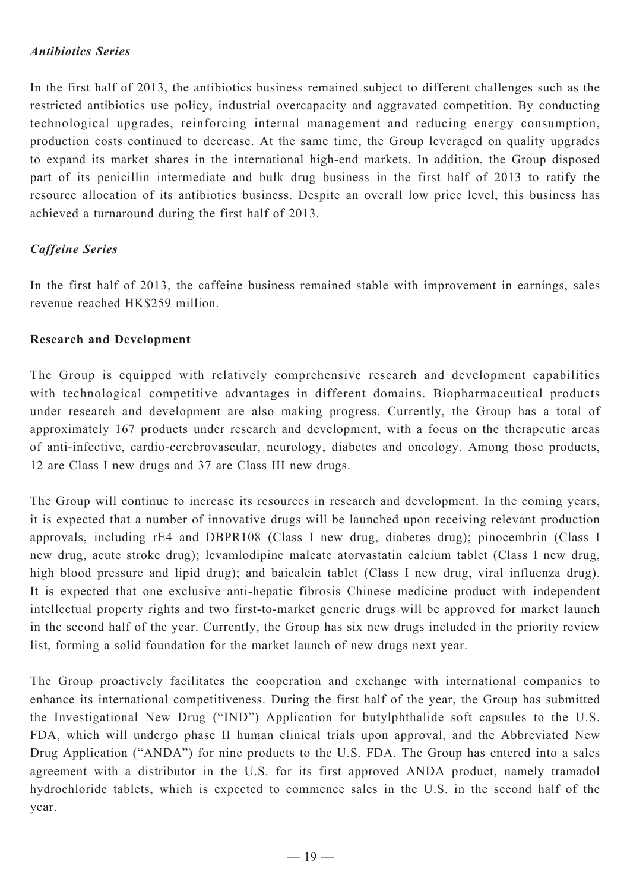*Antibiotics Series*

In the first half of 2013, the antibiotics business remained subject to different challenges such as the restricted antibiotics use policy, industrial overcapacity and aggravated competition. By conducting technological upgrades, reinforcing internal management and reducing energy consumption, production costs continued to decrease. At the same time, the Group leveraged on quality upgrades to expand its market shares in the international high-end markets. In addition, the Group disposed part of its penicillin intermediate and bulk drug business in the first half of 2013 to ratify the resource allocation of its antibiotics business. Despite an overall low price level, this business has achieved a turnaround during the first half of 2013.

*Caffeine Series*

In the first half of 2013, the caffeine business remained stable with improvement in earnings, sales revenue reached HK$259 million.

**Research and Development**

The Group is equipped with relatively comprehensive research and development capabilities with technological competitive advantages in different domains. Biopharmaceutical products under research and development are also making progress. Currently, the Group has a total of approximately 167 products under research and development, with a focus on the therapeutic areas of anti-infective, cardio-cerebrovascular, neurology, diabetes and oncology. Among those products, 12 are Class I new drugs and 37 are Class III new drugs.

The Group will continue to increase its resources in research and development. In the coming years, it is expected that a number of innovative drugs will be launched upon receiving relevant production approvals, including rE4 and DBPR108 (Class I new drug, diabetes drug); pinocembrin (Class I new drug, acute stroke drug); levamlodipine maleate atorvastatin calcium tablet (Class I new drug, high blood pressure and lipid drug); and baicalein tablet (Class I new drug, viral influenza drug). It is expected that one exclusive anti-hepatic fibrosis Chinese medicine product with independent intellectual property rights and two first-to-market generic drugs will be approved for market launch in the second half of the year. Currently, the Group has six new drugs included in the priority review list, forming a solid foundation for the market launch of new drugs next year.

The Group proactively facilitates the cooperation and exchange with international companies to enhance its international competitiveness. During the first half of the year, the Group has submitted the Investigational New Drug ("IND") Application for butylphthalide soft capsules to the U.S. FDA, which will undergo phase II human clinical trials upon approval, and the Abbreviated New Drug Application ("ANDA") for nine products to the U.S. FDA. The Group has entered into a sales agreement with a distributor in the U.S. for its first approved ANDA product, namely tramadol hydrochloride tablets, which is expected to commence sales in the U.S. in the second half of the year.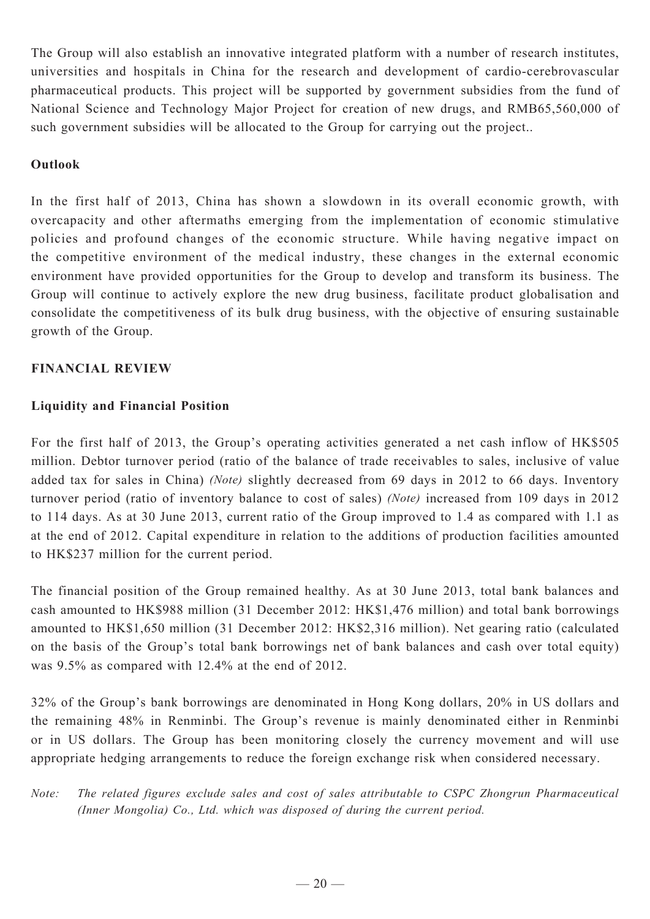The Group will also establish an innovative integrated platform with a number of research institutes, universities and hospitals in China for the research and development of cardio-cerebrovascular pharmaceutical products. This project will be supported by government subsidies from the fund of National Science and Technology Major Project for creation of new drugs, and RMB65,560,000 of such government subsidies will be allocated to the Group for carrying out the project..

### Outlook

In the first half of 2013, China has shown a slowdown in its overall economic growth, with overcapacity and other aftermaths emerging from the implementation of economic stimulative policies and profound changes of the economic structure. While having negative impact on the competitive environment of the medical industry, these changes in the external economic environment have provided opportunities for the Group to develop and transform its business. The Group will continue to actively explore the new drug business, facilitate product globalisation and consolidate the competitiveness of its bulk drug business, with the objective of ensuring sustainable growth of the Group.

## FINANCIAL REVIEW

### Liquidity and Financial Position

For the first half of 2013, the Group's operating activities generated a net cash inflow of HK$505 million. Debtor turnover period (ratio of the balance of trade receivables to sales, inclusive of value added tax for sales in China) *(Note)* slightly decreased from 69 days in 2012 to 66 days. Inventory turnover period (ratio of inventory balance to cost of sales) *(Note)* increased from 109 days in 2012 to 114 days. As at 30 June 2013, current ratio of the Group improved to 1.4 as compared with 1.1 as at the end of 2012. Capital expenditure in relation to the additions of production facilities amounted to HK$237 million for the current period.

The financial position of the Group remained healthy. As at 30 June 2013, total bank balances and cash amounted to HK$988 million (31 December 2012: HK$1,476 million) and total bank borrowings amounted to HK$1,650 million (31 December 2012: HK$2,316 million). Net gearing ratio (calculated on the basis of the Group's total bank borrowings net of bank balances and cash over total equity) was 9.5% as compared with 12.4% at the end of 2012.

32% of the Group's bank borrowings are denominated in Hong Kong dollars, 20% in US dollars and the remaining 48% in Renminbi. The Group's revenue is mainly denominated either in Renminbi or in US dollars. The Group has been monitoring closely the currency movement and will use appropriate hedging arrangements to reduce the foreign exchange risk when considered necessary.

*Note: The related figures exclude sales and cost of sales attributable to CSPC Zhongrun Pharmaceutical (Inner Mongolia) Co., Ltd. which was disposed of during the current period.*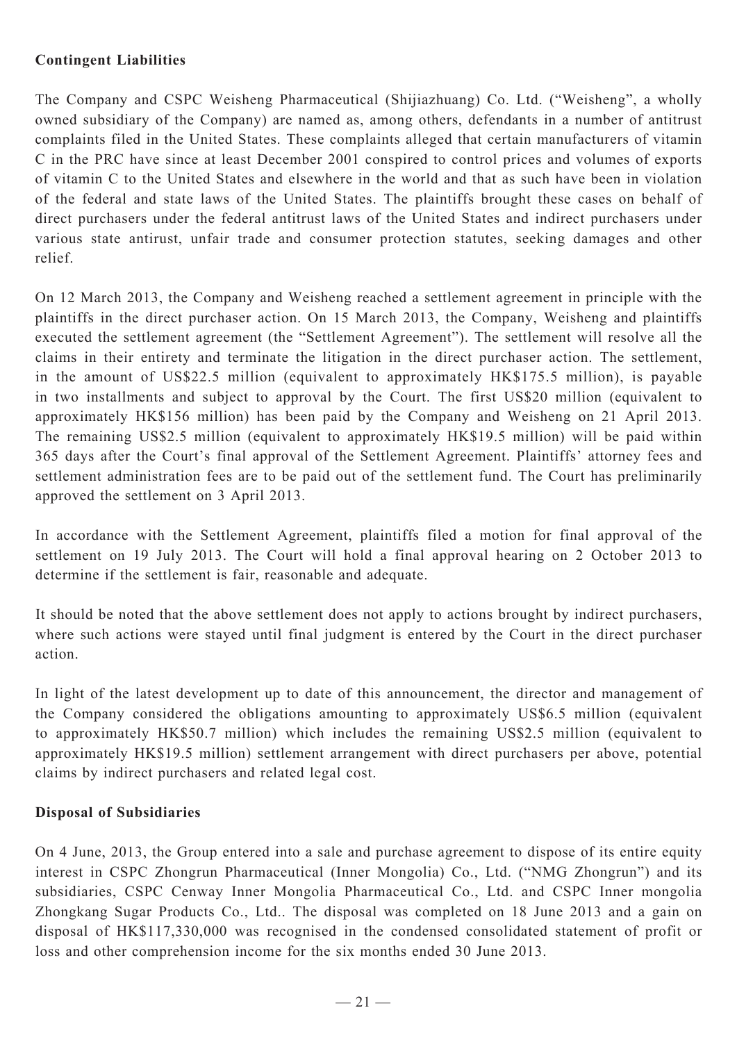**Contingent Liabilities**

The Company and CSPC Weisheng Pharmaceutical (Shijiazhuang) Co. Ltd. ("Weisheng", a wholly owned subsidiary of the Company) are named as, among others, defendants in a number of antitrust complaints filed in the United States. These complaints alleged that certain manufacturers of vitamin C in the PRC have since at least December 2001 conspired to control prices and volumes of exports of vitamin C to the United States and elsewhere in the world and that as such have been in violation of the federal and state laws of the United States. The plaintiffs brought these cases on behalf of direct purchasers under the federal antitrust laws of the United States and indirect purchasers under various state antitrust, unfair trade and consumer protection statutes, seeking damages and other relief.

On 12 March 2013, the Company and Weisheng reached a settlement agreement in principle with the plaintiffs in the direct purchaser action. On 15 March 2013, the Company, Weisheng and plaintiffs executed the settlement agreement (the "Settlement Agreement"). The settlement will resolve all the claims in their entirety and terminate the litigation in the direct purchaser action. The settlement, in the amount of US$22.5 million (equivalent to approximately HK$175.5 million), is payable in two installments and subject to approval by the Court. The first US$20 million (equivalent to approximately HK$156 million) has been paid by the Company and Weisheng on 21 April 2013. The remaining US$2.5 million (equivalent to approximately HK$19.5 million) will be paid within 365 days after the Court's final approval of the Settlement Agreement. Plaintiffs' attorney fees and settlement administration fees are to be paid out of the settlement fund. The Court has preliminarily approved the settlement on 3 April 2013.

In accordance with the Settlement Agreement, plaintiffs filed a motion for final approval of the settlement on 19 July 2013. The Court will hold a final approval hearing on 2 October 2013 to determine if the settlement is fair, reasonable and adequate.

It should be noted that the above settlement does not apply to actions brought by indirect purchasers, where such actions were stayed until final judgment is entered by the Court in the direct purchaser action.

In light of the latest development up to date of this announcement, the director and management of the Company considered the obligations amounting to approximately US$6.5 million (equivalent to approximately HK$50.7 million) which includes the remaining US$2.5 million (equivalent to approximately HK$19.5 million) settlement arrangement with direct purchasers per above, potential claims by indirect purchasers and related legal cost.

**Disposal of Subsidiaries**

On 4 June, 2013, the Group entered into a sale and purchase agreement to dispose of its entire equity interest in CSPC Zhongrun Pharmaceutical (Inner Mongolia) Co., Ltd. ("NMG Zhongrun") and its subsidiaries, CSPC Cenway Inner Mongolia Pharmaceutical Co., Ltd. and CSPC Inner mongolia Zhongkang Sugar Products Co., Ltd.. The disposal was completed on 18 June 2013 and a gain on disposal of HK$117,330,000 was recognised in the condensed consolidated statement of profit or loss and other comprehension income for the six months ended 30 June 2013.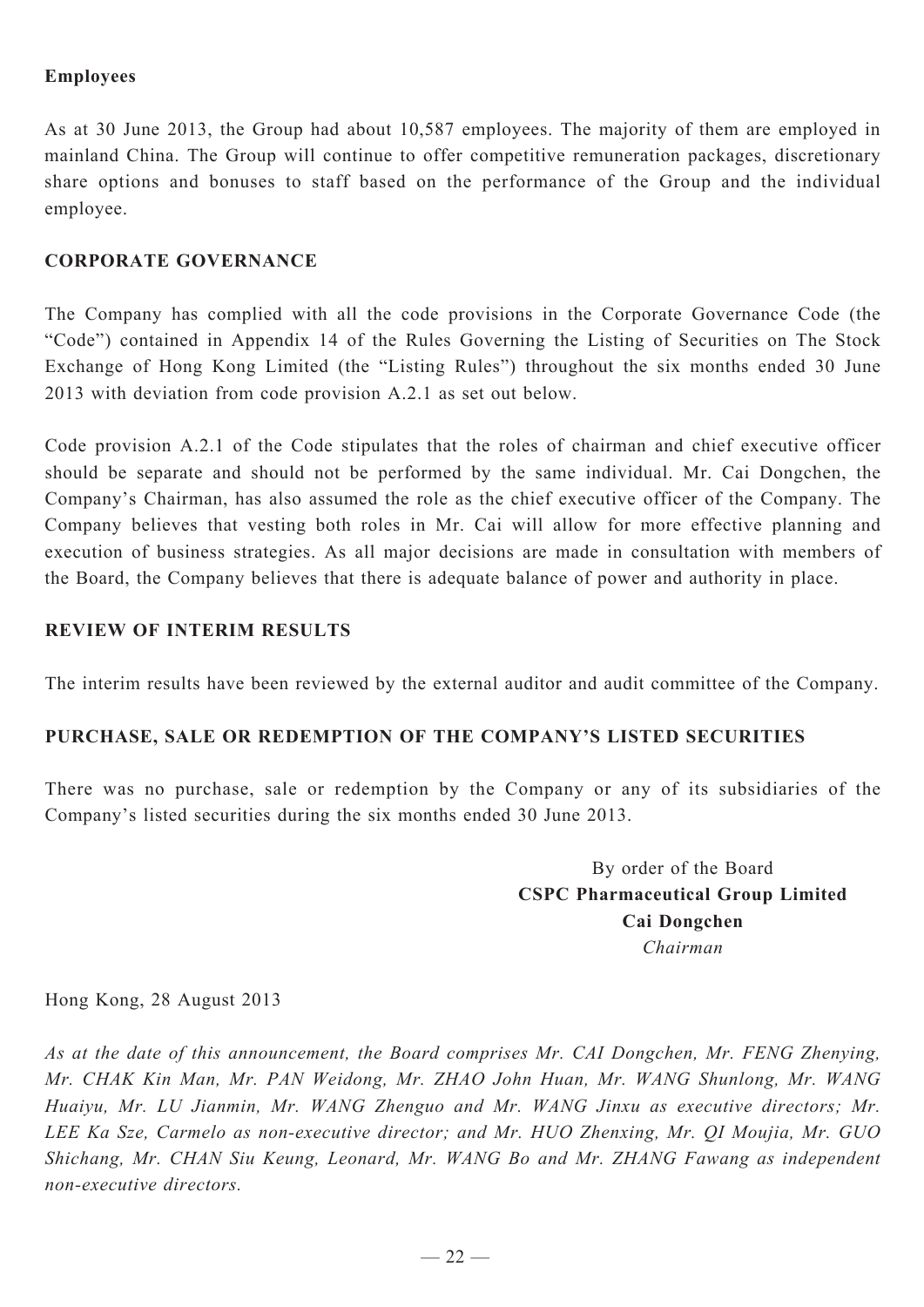**Employees**

As at 30 June 2013, the Group had about 10,587 employees. The majority of them are employed in mainland China. The Group will continue to offer competitive remuneration packages, discretionary share options and bonuses to staff based on the performance of the Group and the individual employee.

## CORPORATE GOVERNANCE

The Company has complied with all the code provisions in the Corporate Governance Code (the "Code") contained in Appendix 14 of the Rules Governing the Listing of Securities on The Stock Exchange of Hong Kong Limited (the "Listing Rules") throughout the six months ended 30 June 2013 with deviation from code provision A.2.1 as set out below.

Code provision A.2.1 of the Code stipulates that the roles of chairman and chief executive officer should be separate and should not be performed by the same individual. Mr. Cai Dongchen, the Company's Chairman, has also assumed the role as the chief executive officer of the Company. The Company believes that vesting both roles in Mr. Cai will allow for more effective planning and execution of business strategies. As all major decisions are made in consultation with members of the Board, the Company believes that there is adequate balance of power and authority in place.

## REVIEW OF INTERIM RESULTS

The interim results have been reviewed by the external auditor and audit committee of the Company.

## PURCHASE, SALE OR REDEMPTION OF THE COMPANY'S LISTED SECURITIES

There was no purchase, sale or redemption by the Company or any of its subsidiaries of the Company's listed securities during the six months ended 30 June 2013.

By order of the Board
**CSPC Pharmaceutical Group Limited**
**Cai Dongchen**
*Chairman*

Hong Kong, 28 August 2013

*As at the date of this announcement, the Board comprises Mr. CAI Dongchen, Mr. FENG Zhenying, Mr. CHAK Kin Man, Mr. PAN Weidong, Mr. ZHAO John Huan, Mr. WANG Shunlong, Mr. WANG Huaiyu, Mr. LU Jianmin, Mr. WANG Zhenguo and Mr. WANG Jinxu as executive directors; Mr. LEE Ka Sze, Carmelo as non-executive director; and Mr. HUO Zhenxing, Mr. QI Moujia, Mr. GUO Shichang, Mr. CHAN Siu Keung, Leonard, Mr. WANG Bo and Mr. ZHANG Fawang as independent non-executive directors.*